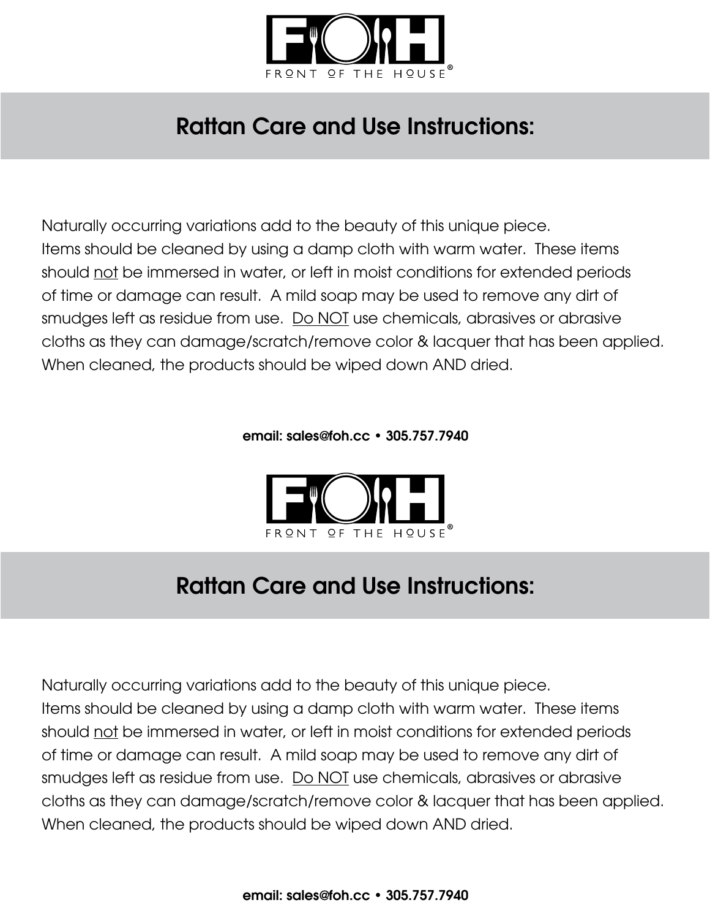FRONT OF THE HOUSE®

# Rattan Care and Use Instructions:

Naturally occurring variations add to the beauty of this unique piece.
Items should be cleaned by using a damp cloth with warm water. These items should <u>not</u> be immersed in water, or left in moist conditions for extended periods of time or damage can result. A mild soap may be used to remove any dirt of smudges left as residue from use. <u>Do NOT</u> use chemicals, abrasives or abrasive cloths as they can damage/scratch/remove color & lacquer that has been applied. When cleaned, the products should be wiped down AND dried.

**email: sales@foh.cc • 305.757.7940**

FRONT OF THE HOUSE®

# Rattan Care and Use Instructions:

Naturally occurring variations add to the beauty of this unique piece.
Items should be cleaned by using a damp cloth with warm water. These items should <u>not</u> be immersed in water, or left in moist conditions for extended periods of time or damage can result. A mild soap may be used to remove any dirt of smudges left as residue from use. <u>Do NOT</u> use chemicals, abrasives or abrasive cloths as they can damage/scratch/remove color & lacquer that has been applied. When cleaned, the products should be wiped down AND dried.

**email: sales@foh.cc • 305.757.7940**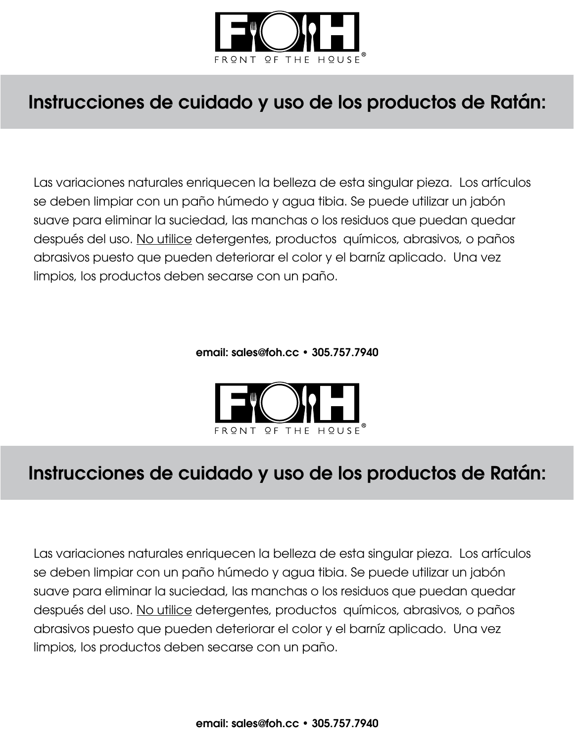FRONT OF THE HOUSE®

## Instrucciones de cuidado y uso de los productos de Ratán:

Las variaciones naturales enriquecen la belleza de esta singular pieza. Los artículos se deben limpiar con un paño húmedo y agua tibia. Se puede utilizar un jabón suave para eliminar la suciedad, las manchas o los residuos que puedan quedar después del uso. No utilice detergentes, productos químicos, abrasivos, o paños abrasivos puesto que pueden deteriorar el color y el barníz aplicado. Una vez limpios, los productos deben secarse con un paño.

**email: sales@foh.cc • 305.757.7940**

FRONT OF THE HOUSE®

## Instrucciones de cuidado y uso de los productos de Ratán:

Las variaciones naturales enriquecen la belleza de esta singular pieza. Los artículos se deben limpiar con un paño húmedo y agua tibia. Se puede utilizar un jabón suave para eliminar la suciedad, las manchas o los residuos que puedan quedar después del uso. No utilice detergentes, productos químicos, abrasivos, o paños abrasivos puesto que pueden deteriorar el color y el barníz aplicado. Una vez limpios, los productos deben secarse con un paño.

**email: sales@foh.cc • 305.757.7940**